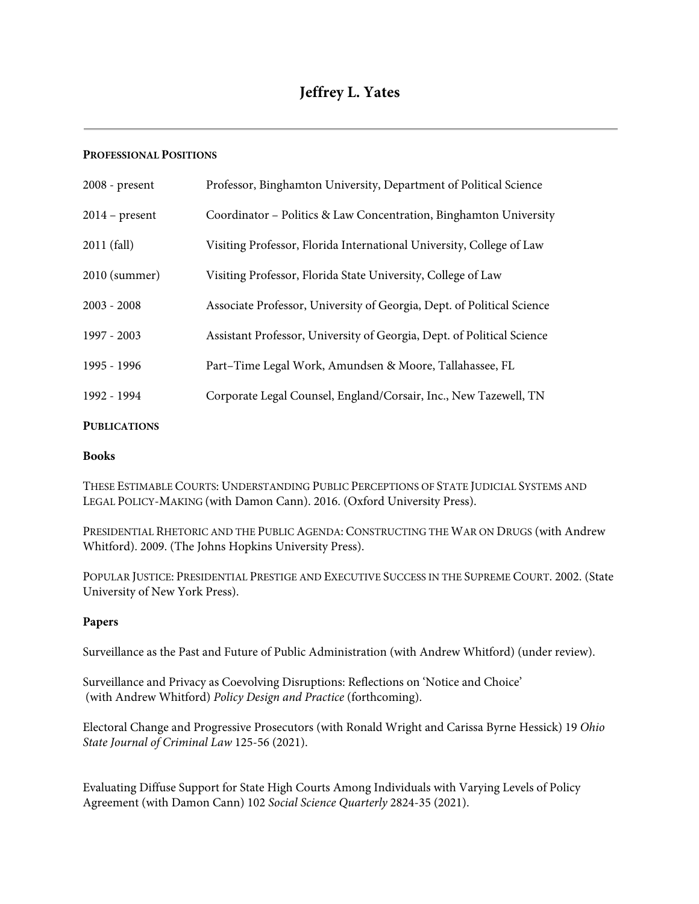# Jeffrey L. Yates

---

## PROFESSIONAL POSITIONS

| | |
|---|---|
| 2008 - present | Professor, Binghamton University, Department of Political Science |
| 2014 – present | Coordinator – Politics & Law Concentration, Binghamton University |
| 2011 (fall) | Visiting Professor, Florida International University, College of Law |
| 2010 (summer) | Visiting Professor, Florida State University, College of Law |
| 2003 - 2008 | Associate Professor, University of Georgia, Dept. of Political Science |
| 1997 - 2003 | Assistant Professor, University of Georgia, Dept. of Political Science |
| 1995 - 1996 | Part–Time Legal Work, Amundsen & Moore, Tallahassee, FL |
| 1992 - 1994 | Corporate Legal Counsel, England/Corsair, Inc., New Tazewell, TN |

## PUBLICATIONS

### Books

THESE ESTIMABLE COURTS: UNDERSTANDING PUBLIC PERCEPTIONS OF STATE JUDICIAL SYSTEMS AND LEGAL POLICY-MAKING (with Damon Cann). 2016. (Oxford University Press).

PRESIDENTIAL RHETORIC AND THE PUBLIC AGENDA: CONSTRUCTING THE WAR ON DRUGS (with Andrew Whitford). 2009. (The Johns Hopkins University Press).

POPULAR JUSTICE: PRESIDENTIAL PRESTIGE AND EXECUTIVE SUCCESS IN THE SUPREME COURT. 2002. (State University of New York Press).

### Papers

Surveillance as the Past and Future of Public Administration (with Andrew Whitford) (under review).

Surveillance and Privacy as Coevolving Disruptions: Reflections on 'Notice and Choice' (with Andrew Whitford) *Policy Design and Practice* (forthcoming).

Electoral Change and Progressive Prosecutors (with Ronald Wright and Carissa Byrne Hessick) 19 *Ohio State Journal of Criminal Law* 125-56 (2021).

Evaluating Diffuse Support for State High Courts Among Individuals with Varying Levels of Policy Agreement (with Damon Cann) 102 *Social Science Quarterly* 2824-35 (2021).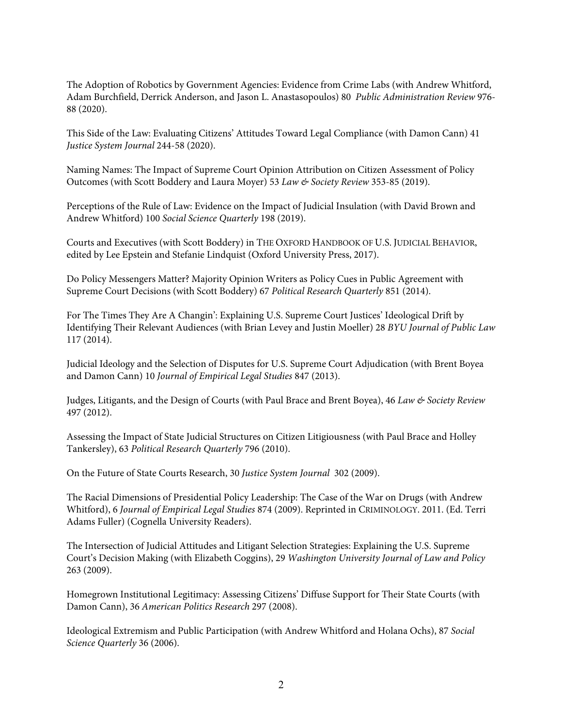The Adoption of Robotics by Government Agencies: Evidence from Crime Labs (with Andrew Whitford, Adam Burchfield, Derrick Anderson, and Jason L. Anastasopoulos) 80 *Public Administration Review* 976-88 (2020).

This Side of the Law: Evaluating Citizens' Attitudes Toward Legal Compliance (with Damon Cann) 41 *Justice System Journal* 244-58 (2020).

Naming Names: The Impact of Supreme Court Opinion Attribution on Citizen Assessment of Policy Outcomes (with Scott Boddery and Laura Moyer) 53 *Law & Society Review* 353-85 (2019).

Perceptions of the Rule of Law: Evidence on the Impact of Judicial Insulation (with David Brown and Andrew Whitford) 100 *Social Science Quarterly* 198 (2019).

Courts and Executives (with Scott Boddery) in THE OXFORD HANDBOOK OF U.S. JUDICIAL BEHAVIOR, edited by Lee Epstein and Stefanie Lindquist (Oxford University Press, 2017).

Do Policy Messengers Matter? Majority Opinion Writers as Policy Cues in Public Agreement with Supreme Court Decisions (with Scott Boddery) 67 *Political Research Quarterly* 851 (2014).

For The Times They Are A Changin': Explaining U.S. Supreme Court Justices' Ideological Drift by Identifying Their Relevant Audiences (with Brian Levey and Justin Moeller) 28 *BYU Journal of Public Law* 117 (2014).

Judicial Ideology and the Selection of Disputes for U.S. Supreme Court Adjudication (with Brent Boyea and Damon Cann) 10 *Journal of Empirical Legal Studies* 847 (2013).

Judges, Litigants, and the Design of Courts (with Paul Brace and Brent Boyea), 46 *Law & Society Review* 497 (2012).

Assessing the Impact of State Judicial Structures on Citizen Litigiousness (with Paul Brace and Holley Tankersley), 63 *Political Research Quarterly* 796 (2010).

On the Future of State Courts Research, 30 *Justice System Journal* 302 (2009).

The Racial Dimensions of Presidential Policy Leadership: The Case of the War on Drugs (with Andrew Whitford), 6 *Journal of Empirical Legal Studies* 874 (2009). Reprinted in CRIMINOLOGY. 2011. (Ed. Terri Adams Fuller) (Cognella University Readers).

The Intersection of Judicial Attitudes and Litigant Selection Strategies: Explaining the U.S. Supreme Court's Decision Making (with Elizabeth Coggins), 29 *Washington University Journal of Law and Policy* 263 (2009).

Homegrown Institutional Legitimacy: Assessing Citizens' Diffuse Support for Their State Courts (with Damon Cann), 36 *American Politics Research* 297 (2008).

Ideological Extremism and Public Participation (with Andrew Whitford and Holana Ochs), 87 *Social Science Quarterly* 36 (2006).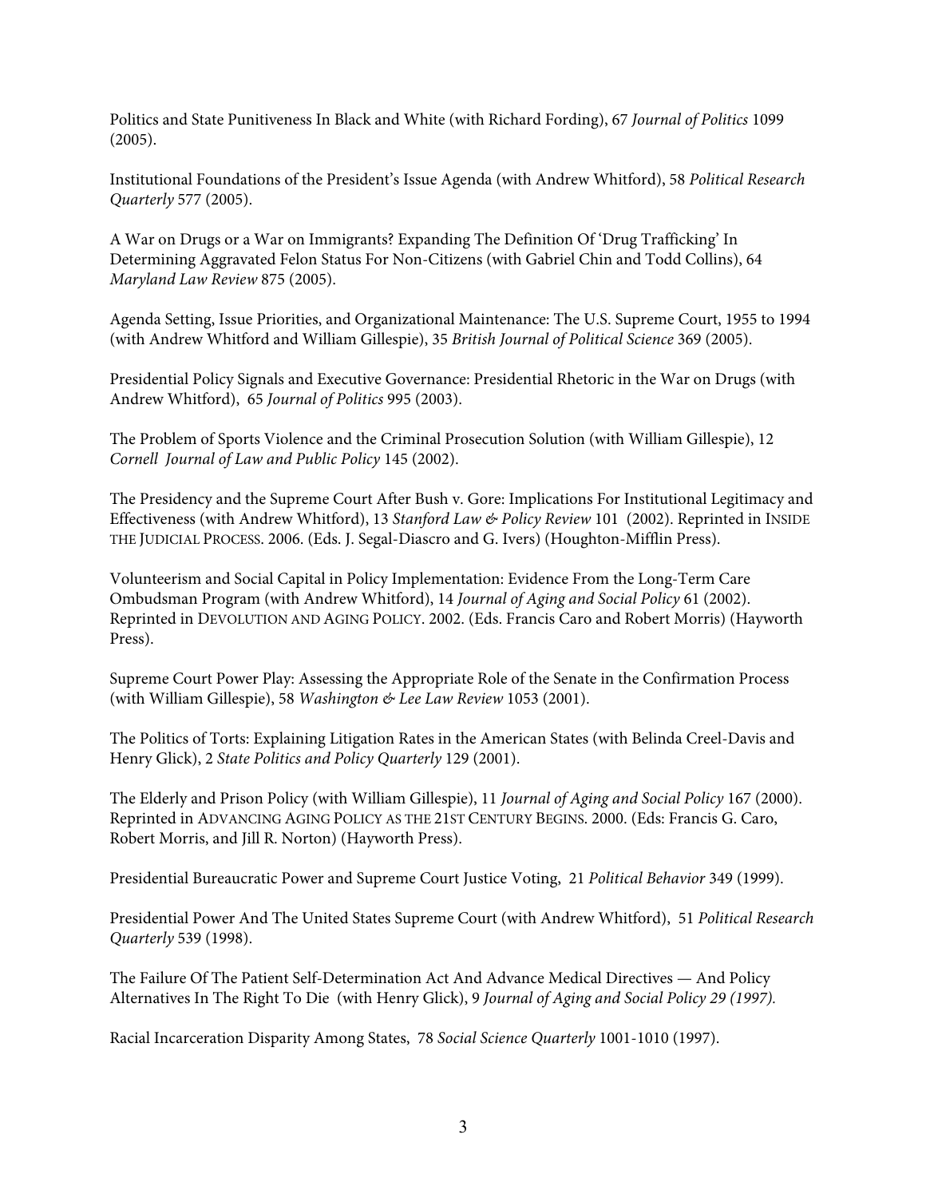Politics and State Punitiveness In Black and White (with Richard Fording), 67 *Journal of Politics* 1099 (2005).

Institutional Foundations of the President's Issue Agenda (with Andrew Whitford), 58 *Political Research Quarterly* 577 (2005).

A War on Drugs or a War on Immigrants? Expanding The Definition Of 'Drug Trafficking' In Determining Aggravated Felon Status For Non-Citizens (with Gabriel Chin and Todd Collins), 64 *Maryland Law Review* 875 (2005).

Agenda Setting, Issue Priorities, and Organizational Maintenance: The U.S. Supreme Court, 1955 to 1994 (with Andrew Whitford and William Gillespie), 35 *British Journal of Political Science* 369 (2005).

Presidential Policy Signals and Executive Governance: Presidential Rhetoric in the War on Drugs (with Andrew Whitford), 65 *Journal of Politics* 995 (2003).

The Problem of Sports Violence and the Criminal Prosecution Solution (with William Gillespie), 12 *Cornell Journal of Law and Public Policy* 145 (2002).

The Presidency and the Supreme Court After Bush v. Gore: Implications For Institutional Legitimacy and Effectiveness (with Andrew Whitford), 13 *Stanford Law & Policy Review* 101 (2002). Reprinted in INSIDE THE JUDICIAL PROCESS. 2006. (Eds. J. Segal-Diascro and G. Ivers) (Houghton-Mifflin Press).

Volunteerism and Social Capital in Policy Implementation: Evidence From the Long-Term Care Ombudsman Program (with Andrew Whitford), 14 *Journal of Aging and Social Policy* 61 (2002). Reprinted in DEVOLUTION AND AGING POLICY. 2002. (Eds. Francis Caro and Robert Morris) (Hayworth Press).

Supreme Court Power Play: Assessing the Appropriate Role of the Senate in the Confirmation Process (with William Gillespie), 58 *Washington & Lee Law Review* 1053 (2001).

The Politics of Torts: Explaining Litigation Rates in the American States (with Belinda Creel-Davis and Henry Glick), 2 *State Politics and Policy Quarterly* 129 (2001).

The Elderly and Prison Policy (with William Gillespie), 11 *Journal of Aging and Social Policy* 167 (2000). Reprinted in ADVANCING AGING POLICY AS THE 21ST CENTURY BEGINS. 2000. (Eds: Francis G. Caro, Robert Morris, and Jill R. Norton) (Hayworth Press).

Presidential Bureaucratic Power and Supreme Court Justice Voting, 21 *Political Behavior* 349 (1999).

Presidential Power And The United States Supreme Court (with Andrew Whitford), 51 *Political Research Quarterly* 539 (1998).

The Failure Of The Patient Self-Determination Act And Advance Medical Directives — And Policy Alternatives In The Right To Die (with Henry Glick), 9 *Journal of Aging and Social Policy 29 (1997).*

Racial Incarceration Disparity Among States, 78 *Social Science Quarterly* 1001-1010 (1997).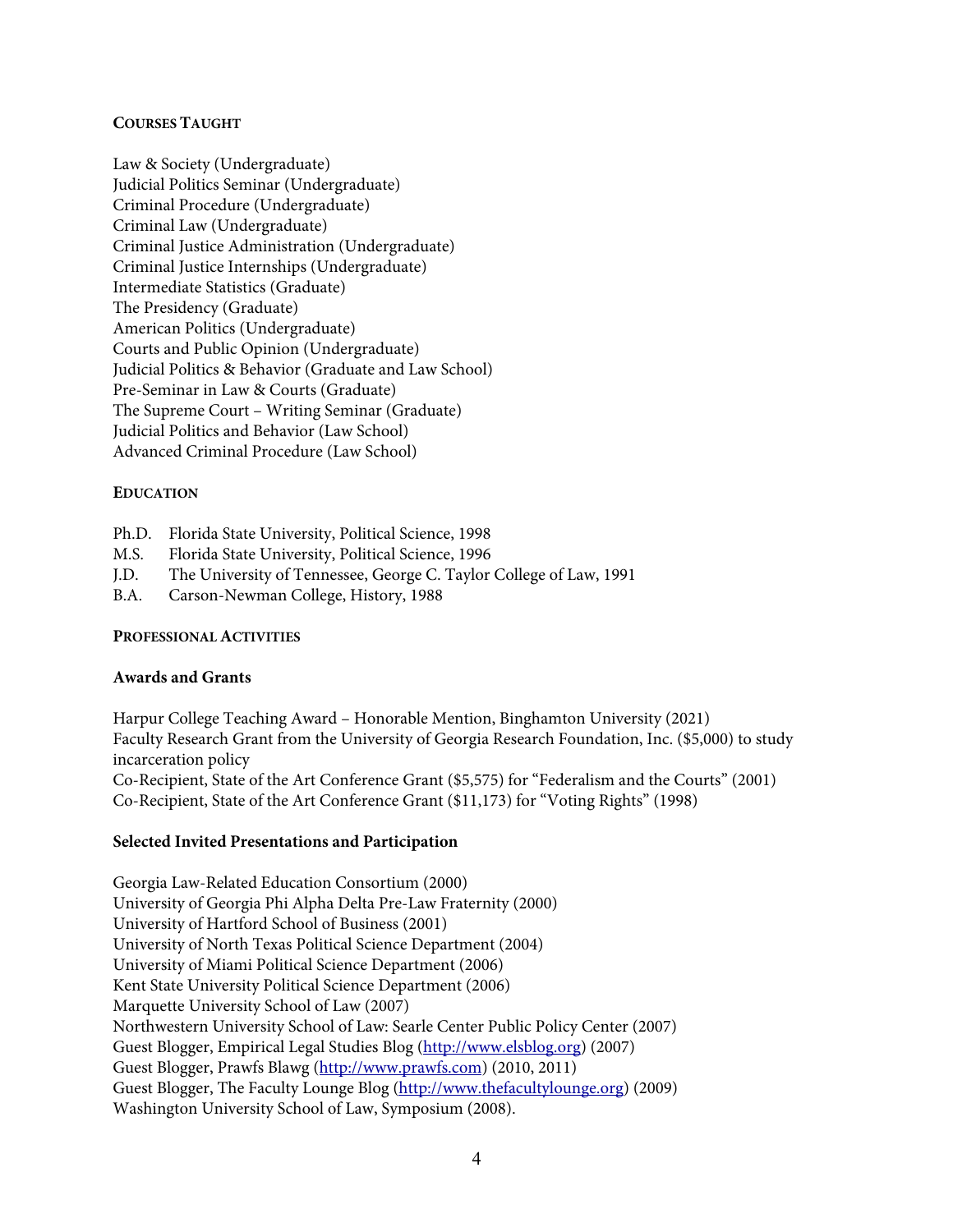## COURSES TAUGHT

Law & Society (Undergraduate)
Judicial Politics Seminar (Undergraduate)
Criminal Procedure (Undergraduate)
Criminal Law (Undergraduate)
Criminal Justice Administration (Undergraduate)
Criminal Justice Internships (Undergraduate)
Intermediate Statistics (Graduate)
The Presidency (Graduate)
American Politics (Undergraduate)
Courts and Public Opinion (Undergraduate)
Judicial Politics & Behavior (Graduate and Law School)
Pre-Seminar in Law & Courts (Graduate)
The Supreme Court – Writing Seminar (Graduate)
Judicial Politics and Behavior (Law School)
Advanced Criminal Procedure (Law School)

## EDUCATION

Ph.D. Florida State University, Political Science, 1998
M.S. Florida State University, Political Science, 1996
J.D. The University of Tennessee, George C. Taylor College of Law, 1991
B.A. Carson-Newman College, History, 1988

## PROFESSIONAL ACTIVITIES

### Awards and Grants

Harpur College Teaching Award – Honorable Mention, Binghamton University (2021)
Faculty Research Grant from the University of Georgia Research Foundation, Inc. ($5,000) to study incarceration policy
Co-Recipient, State of the Art Conference Grant ($5,575) for "Federalism and the Courts" (2001)
Co-Recipient, State of the Art Conference Grant ($11,173) for "Voting Rights" (1998)

### Selected Invited Presentations and Participation

Georgia Law-Related Education Consortium (2000)
University of Georgia Phi Alpha Delta Pre-Law Fraternity (2000)
University of Hartford School of Business (2001)
University of North Texas Political Science Department (2004)
University of Miami Political Science Department (2006)
Kent State University Political Science Department (2006)
Marquette University School of Law (2007)
Northwestern University School of Law: Searle Center Public Policy Center (2007)
Guest Blogger, Empirical Legal Studies Blog (http://www.elsblog.org) (2007)
Guest Blogger, Prawfs Blawg (http://www.prawfs.com) (2010, 2011)
Guest Blogger, The Faculty Lounge Blog (http://www.thefacultylounge.org) (2009)
Washington University School of Law, Symposium (2008).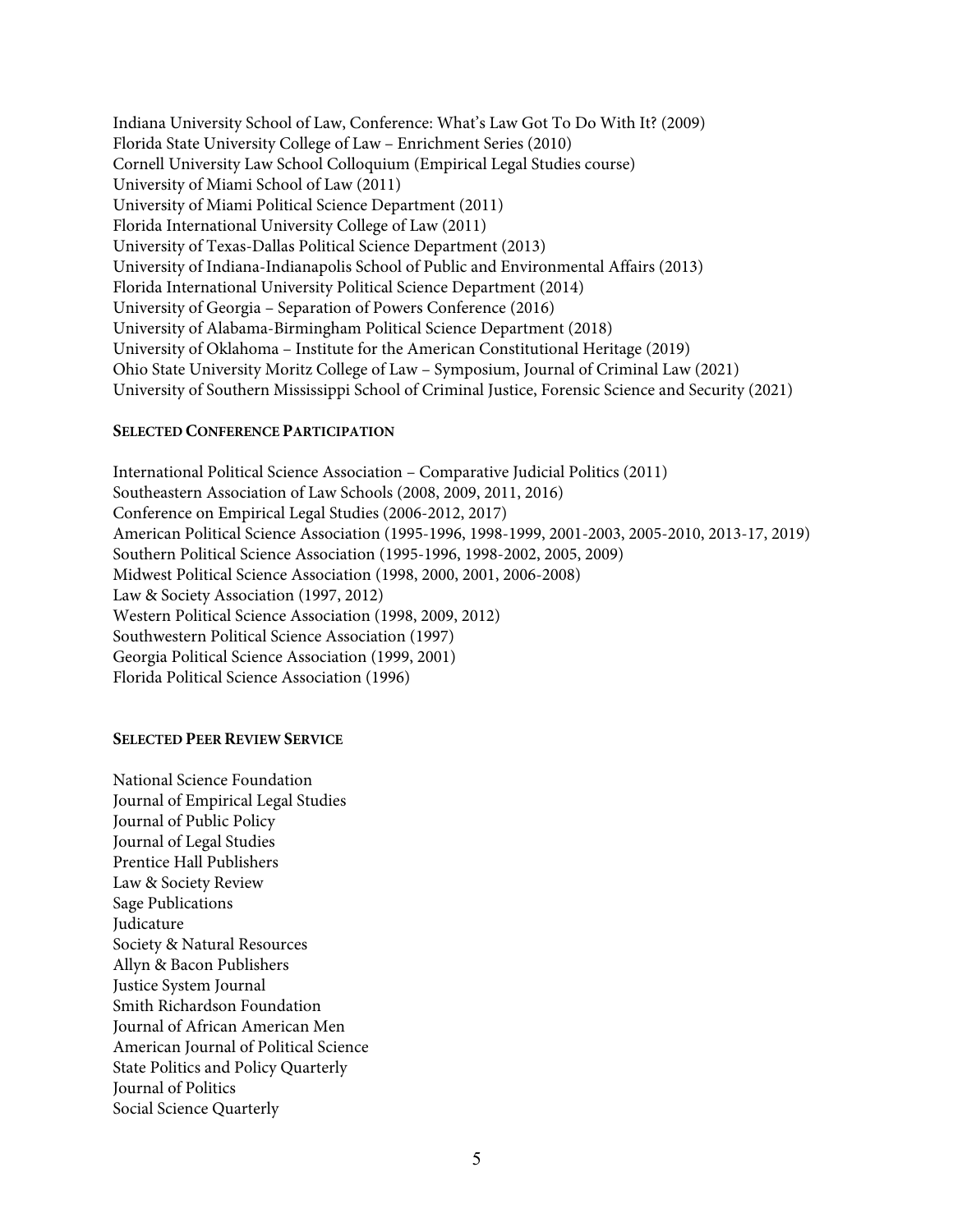Indiana University School of Law, Conference: What's Law Got To Do With It? (2009)
Florida State University College of Law – Enrichment Series (2010)
Cornell University Law School Colloquium (Empirical Legal Studies course)
University of Miami School of Law (2011)
University of Miami Political Science Department (2011)
Florida International University College of Law (2011)
University of Texas-Dallas Political Science Department (2013)
University of Indiana-Indianapolis School of Public and Environmental Affairs (2013)
Florida International University Political Science Department (2014)
University of Georgia – Separation of Powers Conference (2016)
University of Alabama-Birmingham Political Science Department (2018)
University of Oklahoma – Institute for the American Constitutional Heritage (2019)
Ohio State University Moritz College of Law – Symposium, Journal of Criminal Law (2021)
University of Southern Mississippi School of Criminal Justice, Forensic Science and Security (2021)

**SELECTED CONFERENCE PARTICIPATION**

International Political Science Association – Comparative Judicial Politics (2011)
Southeastern Association of Law Schools (2008, 2009, 2011, 2016)
Conference on Empirical Legal Studies (2006-2012, 2017)
American Political Science Association (1995-1996, 1998-1999, 2001-2003, 2005-2010, 2013-17, 2019)
Southern Political Science Association (1995-1996, 1998-2002, 2005, 2009)
Midwest Political Science Association (1998, 2000, 2001, 2006-2008)
Law & Society Association (1997, 2012)
Western Political Science Association (1998, 2009, 2012)
Southwestern Political Science Association (1997)
Georgia Political Science Association (1999, 2001)
Florida Political Science Association (1996)

**SELECTED PEER REVIEW SERVICE**

National Science Foundation
Journal of Empirical Legal Studies
Journal of Public Policy
Journal of Legal Studies
Prentice Hall Publishers
Law & Society Review
Sage Publications
Judicature
Society & Natural Resources
Allyn & Bacon Publishers
Justice System Journal
Smith Richardson Foundation
Journal of African American Men
American Journal of Political Science
State Politics and Policy Quarterly
Journal of Politics
Social Science Quarterly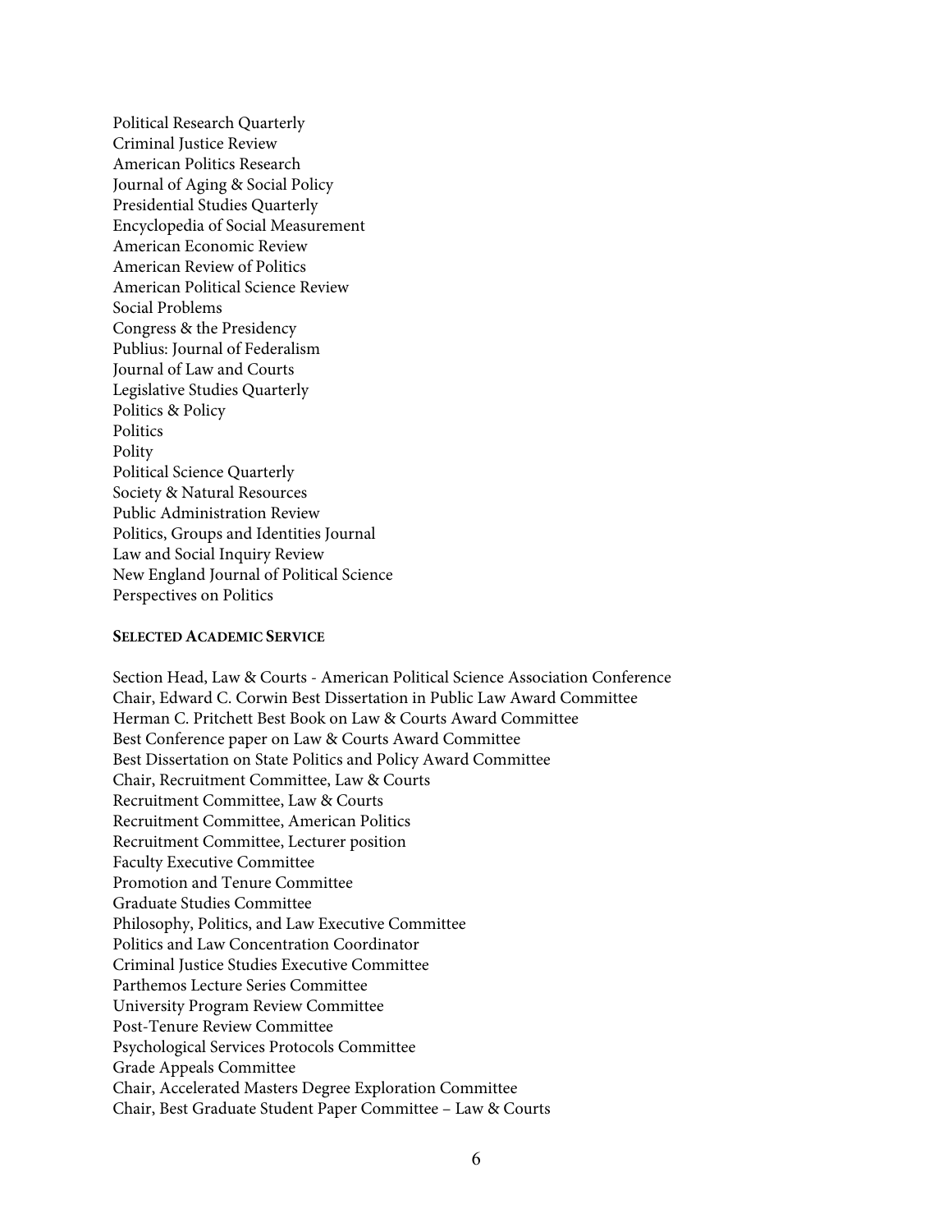Political Research Quarterly
Criminal Justice Review
American Politics Research
Journal of Aging & Social Policy
Presidential Studies Quarterly
Encyclopedia of Social Measurement
American Economic Review
American Review of Politics
American Political Science Review
Social Problems
Congress & the Presidency
Publius: Journal of Federalism
Journal of Law and Courts
Legislative Studies Quarterly
Politics & Policy
Politics
Polity
Political Science Quarterly
Society & Natural Resources
Public Administration Review
Politics, Groups and Identities Journal
Law and Social Inquiry Review
New England Journal of Political Science
Perspectives on Politics

**SELECTED ACADEMIC SERVICE**

Section Head, Law & Courts - American Political Science Association Conference
Chair, Edward C. Corwin Best Dissertation in Public Law Award Committee
Herman C. Pritchett Best Book on Law & Courts Award Committee
Best Conference paper on Law & Courts Award Committee
Best Dissertation on State Politics and Policy Award Committee
Chair, Recruitment Committee, Law & Courts
Recruitment Committee, Law & Courts
Recruitment Committee, American Politics
Recruitment Committee, Lecturer position
Faculty Executive Committee
Promotion and Tenure Committee
Graduate Studies Committee
Philosophy, Politics, and Law Executive Committee
Politics and Law Concentration Coordinator
Criminal Justice Studies Executive Committee
Parthemos Lecture Series Committee
University Program Review Committee
Post-Tenure Review Committee
Psychological Services Protocols Committee
Grade Appeals Committee
Chair, Accelerated Masters Degree Exploration Committee
Chair, Best Graduate Student Paper Committee – Law & Courts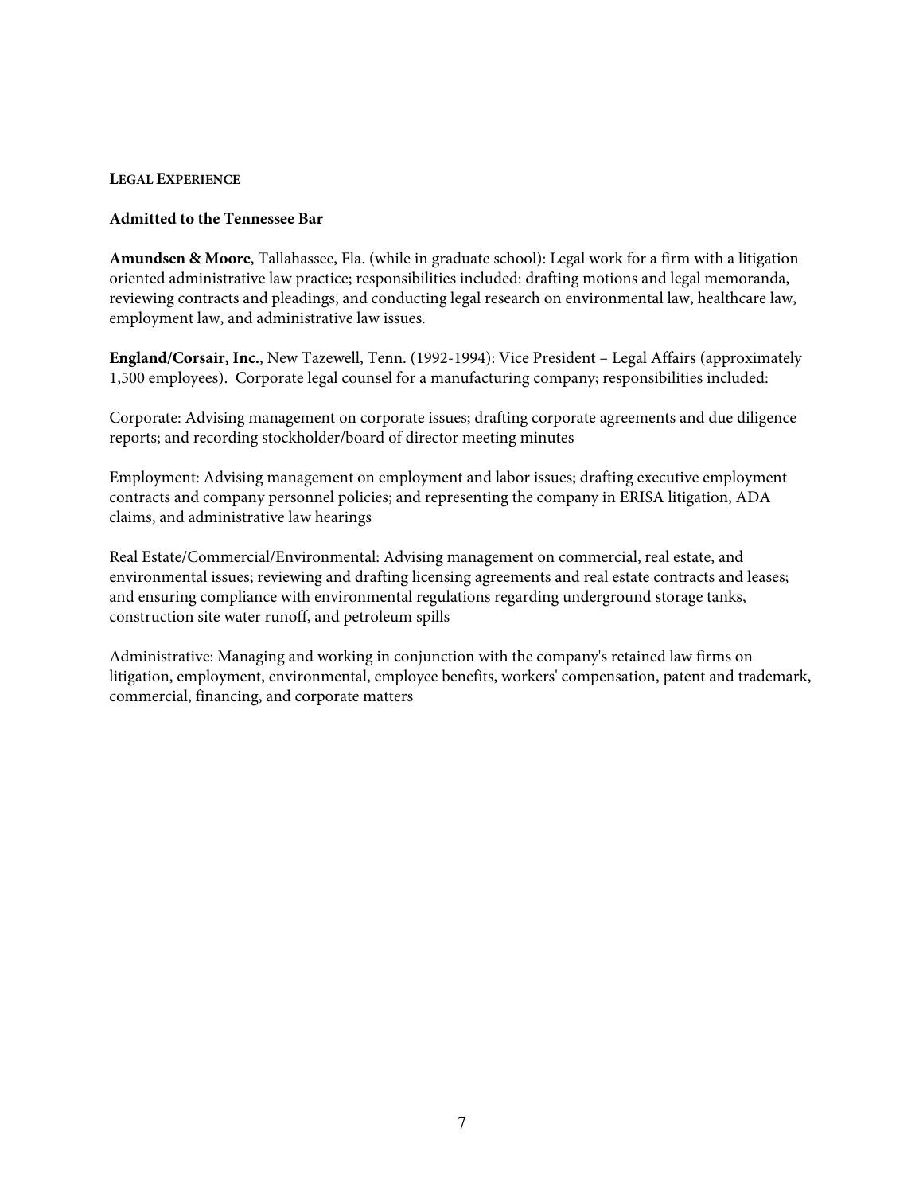## LEGAL EXPERIENCE

**Admitted to the Tennessee Bar**

**Amundsen & Moore**, Tallahassee, Fla. (while in graduate school): Legal work for a firm with a litigation oriented administrative law practice; responsibilities included: drafting motions and legal memoranda, reviewing contracts and pleadings, and conducting legal research on environmental law, healthcare law, employment law, and administrative law issues.

**England/Corsair, Inc.**, New Tazewell, Tenn. (1992-1994): Vice President – Legal Affairs (approximately 1,500 employees). Corporate legal counsel for a manufacturing company; responsibilities included:

Corporate: Advising management on corporate issues; drafting corporate agreements and due diligence reports; and recording stockholder/board of director meeting minutes

Employment: Advising management on employment and labor issues; drafting executive employment contracts and company personnel policies; and representing the company in ERISA litigation, ADA claims, and administrative law hearings

Real Estate/Commercial/Environmental: Advising management on commercial, real estate, and environmental issues; reviewing and drafting licensing agreements and real estate contracts and leases; and ensuring compliance with environmental regulations regarding underground storage tanks, construction site water runoff, and petroleum spills

Administrative: Managing and working in conjunction with the company's retained law firms on litigation, employment, environmental, employee benefits, workers' compensation, patent and trademark, commercial, financing, and corporate matters